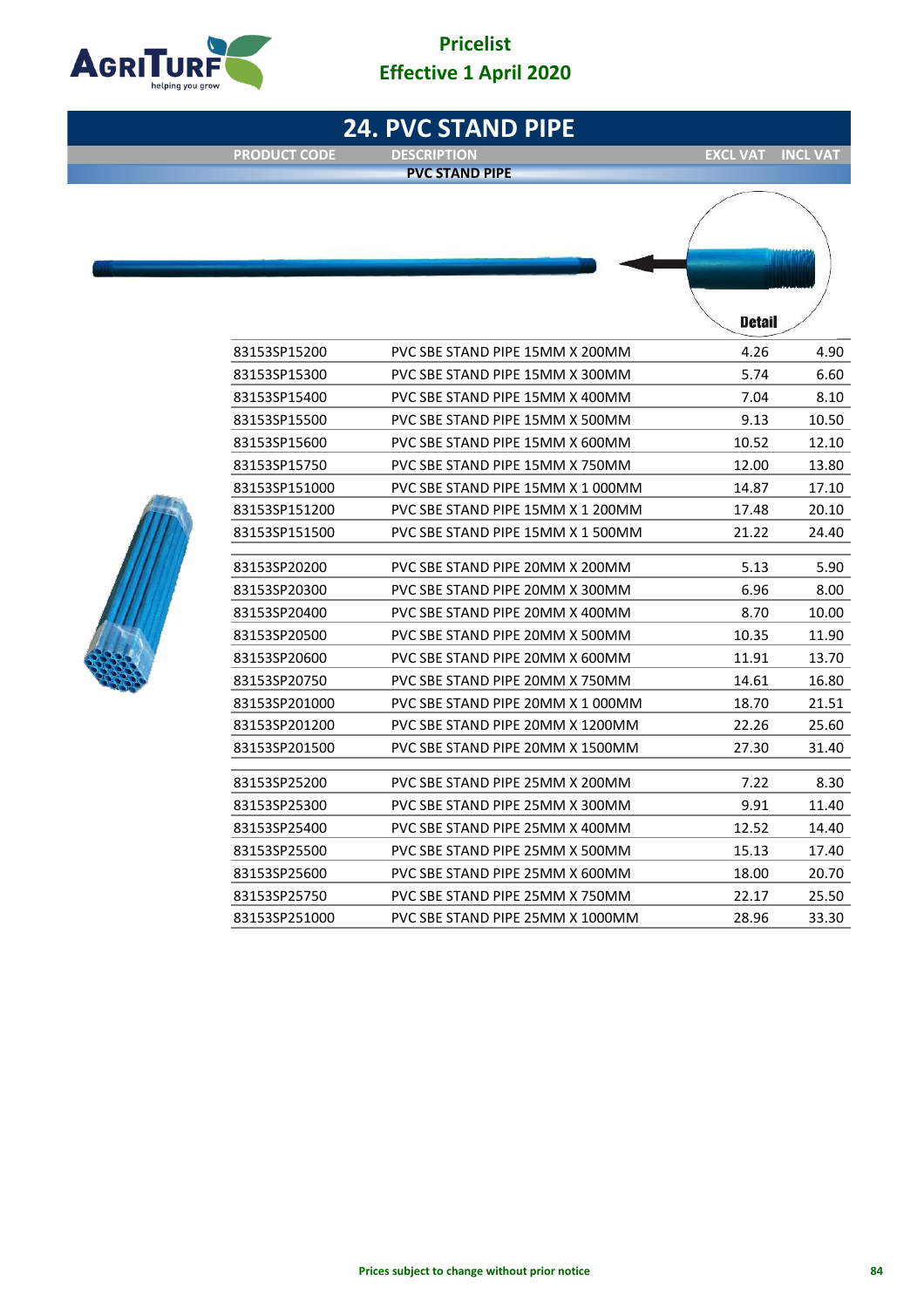# Pricelist
## Effective 1 April 2020

## 24. PVC STAND PIPE

| PRODUCT CODE | DESCRIPTION | EXCL VAT | INCL VAT |
|---|---|---|---|
| | **PVC STAND PIPE** | | |
| 83153SP15200 | PVC SBE STAND PIPE 15MM X 200MM | 4.26 | 4.90 |
| 83153SP15300 | PVC SBE STAND PIPE 15MM X 300MM | 5.74 | 6.60 |
| 83153SP15400 | PVC SBE STAND PIPE 15MM X 400MM | 7.04 | 8.10 |
| 83153SP15500 | PVC SBE STAND PIPE 15MM X 500MM | 9.13 | 10.50 |
| 83153SP15600 | PVC SBE STAND PIPE 15MM X 600MM | 10.52 | 12.10 |
| 83153SP15750 | PVC SBE STAND PIPE 15MM X 750MM | 12.00 | 13.80 |
| 83153SP151000 | PVC SBE STAND PIPE 15MM X 1 000MM | 14.87 | 17.10 |
| 83153SP151200 | PVC SBE STAND PIPE 15MM X 1 200MM | 17.48 | 20.10 |
| 83153SP151500 | PVC SBE STAND PIPE 15MM X 1 500MM | 21.22 | 24.40 |
| 83153SP20200 | PVC SBE STAND PIPE 20MM X 200MM | 5.13 | 5.90 |
| 83153SP20300 | PVC SBE STAND PIPE 20MM X 300MM | 6.96 | 8.00 |
| 83153SP20400 | PVC SBE STAND PIPE 20MM X 400MM | 8.70 | 10.00 |
| 83153SP20500 | PVC SBE STAND PIPE 20MM X 500MM | 10.35 | 11.90 |
| 83153SP20600 | PVC SBE STAND PIPE 20MM X 600MM | 11.91 | 13.70 |
| 83153SP20750 | PVC SBE STAND PIPE 20MM X 750MM | 14.61 | 16.80 |
| 83153SP201000 | PVC SBE STAND PIPE 20MM X 1 000MM | 18.70 | 21.51 |
| 83153SP201200 | PVC SBE STAND PIPE 20MM X 1200MM | 22.26 | 25.60 |
| 83153SP201500 | PVC SBE STAND PIPE 20MM X 1500MM | 27.30 | 31.40 |
| 83153SP25200 | PVC SBE STAND PIPE 25MM X 200MM | 7.22 | 8.30 |
| 83153SP25300 | PVC SBE STAND PIPE 25MM X 300MM | 9.91 | 11.40 |
| 83153SP25400 | PVC SBE STAND PIPE 25MM X 400MM | 12.52 | 14.40 |
| 83153SP25500 | PVC SBE STAND PIPE 25MM X 500MM | 15.13 | 17.40 |
| 83153SP25600 | PVC SBE STAND PIPE 25MM X 600MM | 18.00 | 20.70 |
| 83153SP25750 | PVC SBE STAND PIPE 25MM X 750MM | 22.17 | 25.50 |
| 83153SP251000 | PVC SBE STAND PIPE 25MM X 1000MM | 28.96 | 33.30 |

Prices subject to change without prior notice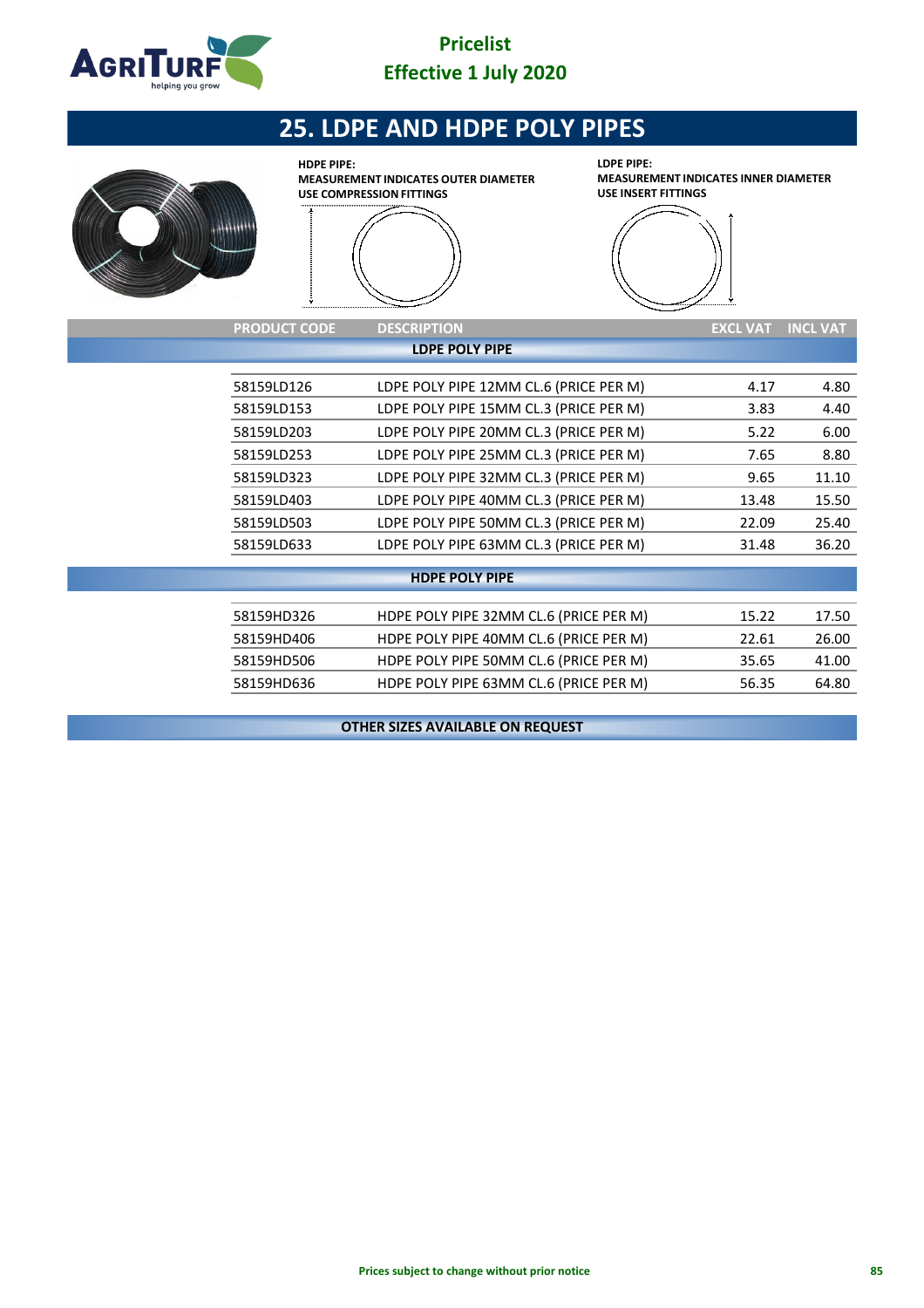Pricelist
Effective 1 July 2020

# 25. LDPE AND HDPE POLY PIPES

**HDPE PIPE:**
**MEASUREMENT INDICATES OUTER DIAMETER**
**USE COMPRESSION FITTINGS**

**LDPE PIPE:**
**MEASUREMENT INDICATES INNER DIAMETER**
**USE INSERT FITTINGS**

| PRODUCT CODE | DESCRIPTION | EXCL VAT | INCL VAT |
|---|---|---|---|
| | **LDPE POLY PIPE** | | |
| 58159LD126 | LDPE POLY PIPE 12MM CL.6 (PRICE PER M) | 4.17 | 4.80 |
| 58159LD153 | LDPE POLY PIPE 15MM CL.3 (PRICE PER M) | 3.83 | 4.40 |
| 58159LD203 | LDPE POLY PIPE 20MM CL.3 (PRICE PER M) | 5.22 | 6.00 |
| 58159LD253 | LDPE POLY PIPE 25MM CL.3 (PRICE PER M) | 7.65 | 8.80 |
| 58159LD323 | LDPE POLY PIPE 32MM CL.3 (PRICE PER M) | 9.65 | 11.10 |
| 58159LD403 | LDPE POLY PIPE 40MM CL.3 (PRICE PER M) | 13.48 | 15.50 |
| 58159LD503 | LDPE POLY PIPE 50MM CL.3 (PRICE PER M) | 22.09 | 25.40 |
| 58159LD633 | LDPE POLY PIPE 63MM CL.3 (PRICE PER M) | 31.48 | 36.20 |
| | **HDPE POLY PIPE** | | |
| 58159HD326 | HDPE POLY PIPE 32MM CL.6 (PRICE PER M) | 15.22 | 17.50 |
| 58159HD406 | HDPE POLY PIPE 40MM CL.6 (PRICE PER M) | 22.61 | 26.00 |
| 58159HD506 | HDPE POLY PIPE 50MM CL.6 (PRICE PER M) | 35.65 | 41.00 |
| 58159HD636 | HDPE POLY PIPE 63MM CL.6 (PRICE PER M) | 56.35 | 64.80 |

**OTHER SIZES AVAILABLE ON REQUEST**

Prices subject to change without prior notice